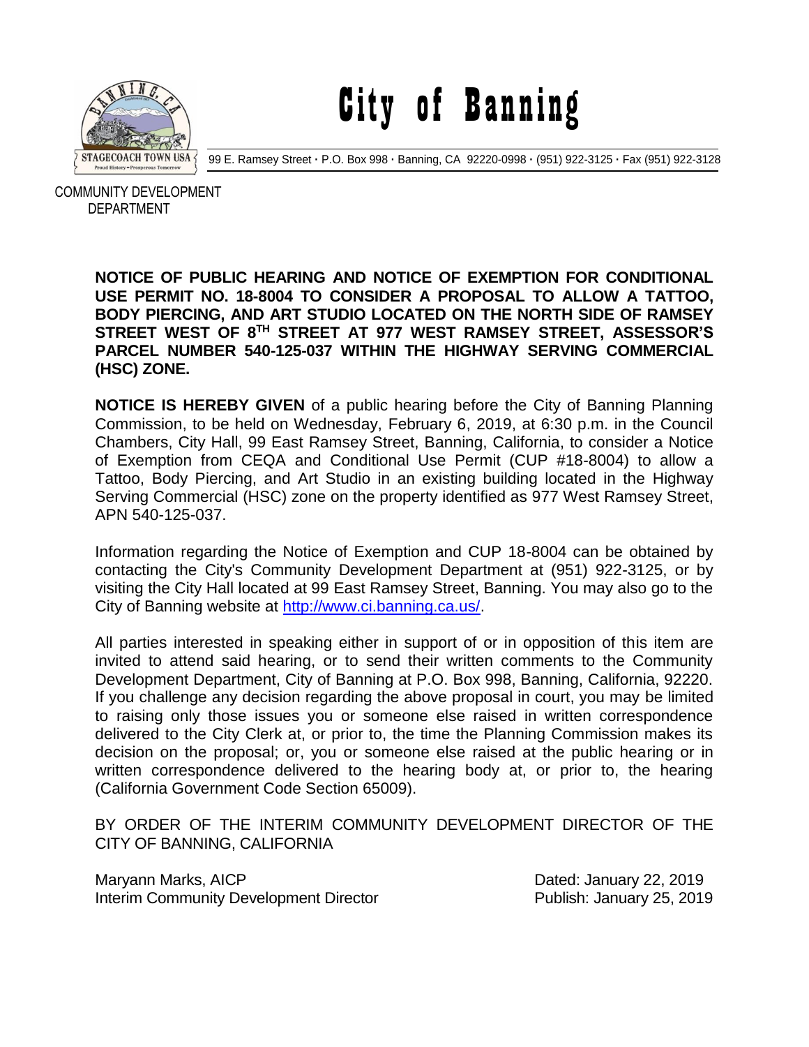# City of Banning

99 E. Ramsey Street · P.O. Box 998 · Banning, CA 92220-0998 · (951) 922-3125 · Fax (951) 922-3128

COMMUNITY DEVELOPMENT DEPARTMENT

**NOTICE OF PUBLIC HEARING AND NOTICE OF EXEMPTION FOR CONDITIONAL USE PERMIT NO. 18-8004 TO CONSIDER A PROPOSAL TO ALLOW A TATTOO, BODY PIERCING, AND ART STUDIO LOCATED ON THE NORTH SIDE OF RAMSEY STREET WEST OF 8TH STREET AT 977 WEST RAMSEY STREET, ASSESSOR'S PARCEL NUMBER 540-125-037 WITHIN THE HIGHWAY SERVING COMMERCIAL (HSC) ZONE.**

**NOTICE IS HEREBY GIVEN** of a public hearing before the City of Banning Planning Commission, to be held on Wednesday, February 6, 2019, at 6:30 p.m. in the Council Chambers, City Hall, 99 East Ramsey Street, Banning, California, to consider a Notice of Exemption from CEQA and Conditional Use Permit (CUP #18-8004) to allow a Tattoo, Body Piercing, and Art Studio in an existing building located in the Highway Serving Commercial (HSC) zone on the property identified as 977 West Ramsey Street, APN 540-125-037.

Information regarding the Notice of Exemption and CUP 18-8004 can be obtained by contacting the City's Community Development Department at (951) 922-3125, or by visiting the City Hall located at 99 East Ramsey Street, Banning. You may also go to the City of Banning website at http://www.ci.banning.ca.us/.

All parties interested in speaking either in support of or in opposition of this item are invited to attend said hearing, or to send their written comments to the Community Development Department, City of Banning at P.O. Box 998, Banning, California, 92220. If you challenge any decision regarding the above proposal in court, you may be limited to raising only those issues you or someone else raised in written correspondence delivered to the City Clerk at, or prior to, the time the Planning Commission makes its decision on the proposal; or, you or someone else raised at the public hearing or in written correspondence delivered to the hearing body at, or prior to, the hearing (California Government Code Section 65009).

BY ORDER OF THE INTERIM COMMUNITY DEVELOPMENT DIRECTOR OF THE CITY OF BANNING, CALIFORNIA

Maryann Marks, AICP
Interim Community Development Director

Dated: January 22, 2019
Publish: January 25, 2019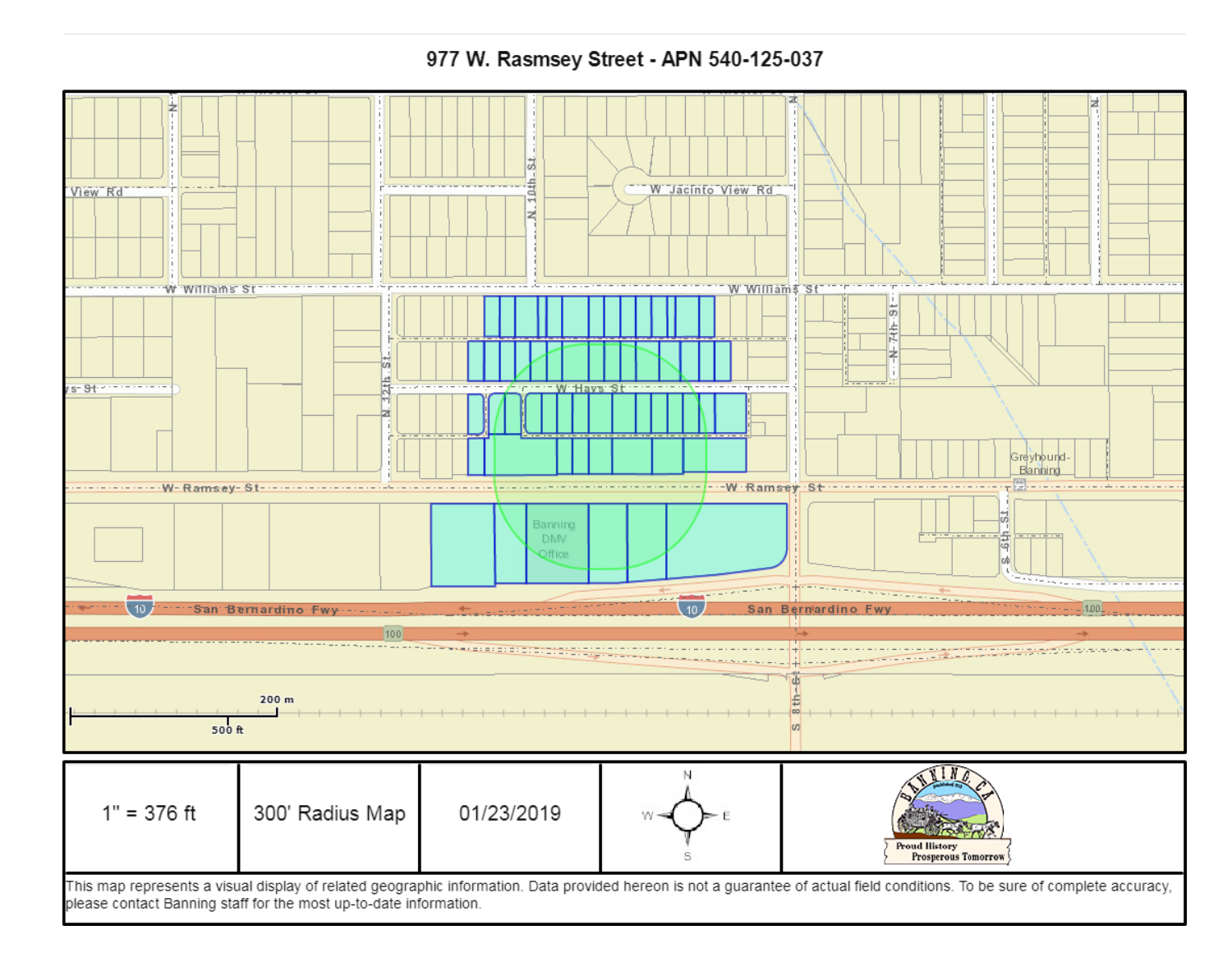# 977 W. Rasmsey Street - APN 540-125-037

W Williams St

W Hays St

W Ramsey St

N 12th St

N 10th St

N 7th St

S 6th St

S 8th St

W Jacinto View Rd

View Rd

San Bernardino Fwy

Banning DMV Office

Greyhound-Banning

10

100

200 m

500 ft

| | | | | |
|---|---|---|---|---|
| 1" = 376 ft | 300' Radius Map | 01/23/2019 | N W E S | Proud History Prosperous Tomorrow |

This map represents a visual display of related geographic information. Data provided hereon is not a guarantee of actual field conditions. To be sure of complete accuracy, please contact Banning staff for the most up-to-date information.